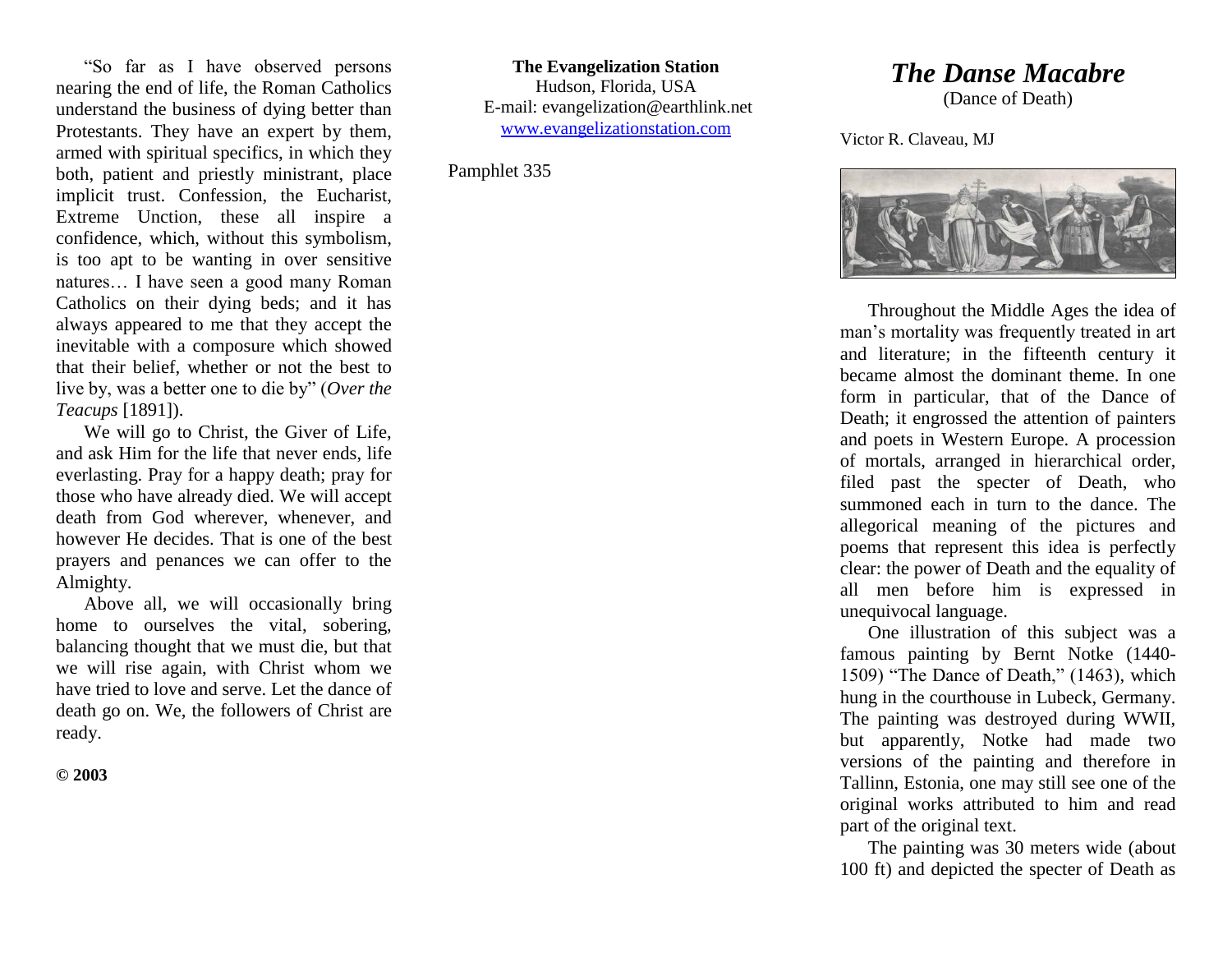“So far as I have observed persons nearing the end of life, the Roman Catholics understand the business of dying better than Protestants. They have an expert by them, armed with spiritual specifics, in which they both, patient and priestly ministrant, place implicit trust. Confession, the Eucharist, Extreme Unction, these all inspire a confidence, which, without this symbolism, is too apt to be wanting in over sensitive natures… I have seen a good many Roman Catholics on their dying beds; and it has always appeared to me that they accept the inevitable with a composure which showed that their belief, whether or not the best to live by, was a better one to die by” (*Over the Teacups* [1891]).

We will go to Christ, the Giver of Life, and ask Him for the life that never ends, life everlasting. Pray for a happy death; pray for those who have already died. We will accept death from God wherever, whenever, and however He decides. That is one of the best prayers and penances we can offer to the Almighty.

Above all, we will occasionally bring home to ourselves the vital, sobering, balancing thought that we must die, but that we will rise again, with Christ whom we have tried to love and serve. Let the dance of death go on. We, the followers of Christ are ready.

**© 2003**

**The Evangelization Station**
Hudson, Florida, USA
E-mail: evangelization@earthlink.net
[www.evangelizationstation.com](http://www.evangelizationstation.com)

Pamphlet 335

# *The Danse Macabre*
(Dance of Death)

Victor R. Claveau, MJ

Throughout the Middle Ages the idea of man’s mortality was frequently treated in art and literature; in the fifteenth century it became almost the dominant theme. In one form in particular, that of the Dance of Death; it engrossed the attention of painters and poets in Western Europe. A procession of mortals, arranged in hierarchical order, filed past the specter of Death, who summoned each in turn to the dance. The allegorical meaning of the pictures and poems that represent this idea is perfectly clear: the power of Death and the equality of all men before him is expressed in unequivocal language.

One illustration of this subject was a famous painting by Bernt Notke (1440-1509) “The Dance of Death,” (1463), which hung in the courthouse in Lubeck, Germany. The painting was destroyed during WWII, but apparently, Notke had made two versions of the painting and therefore in Tallinn, Estonia, one may still see one of the original works attributed to him and read part of the original text.

The painting was 30 meters wide (about 100 ft) and depicted the specter of Death as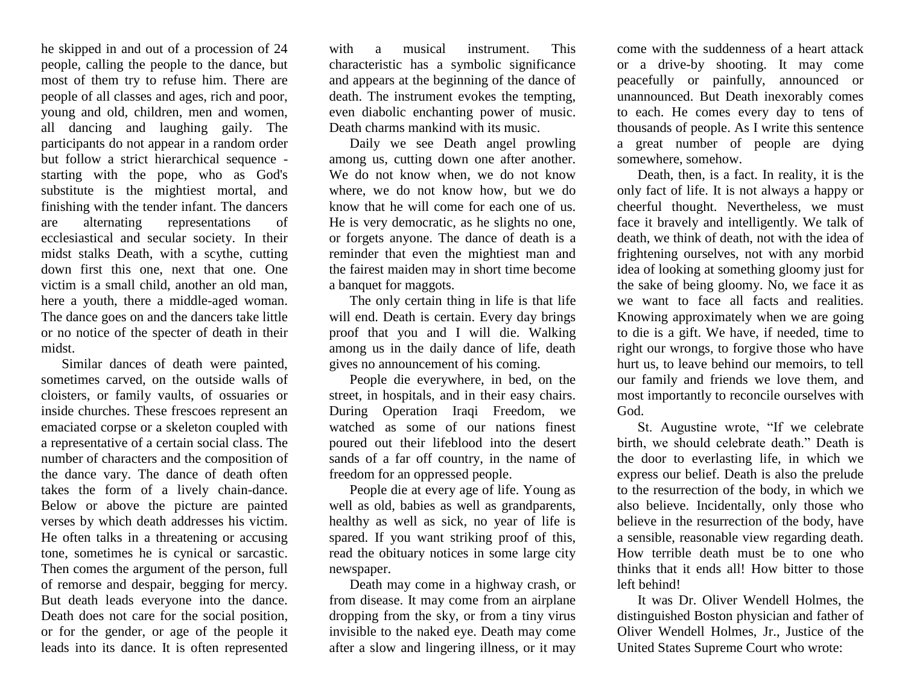he skipped in and out of a procession of 24 people, calling the people to the dance, but most of them try to refuse him. There are people of all classes and ages, rich and poor, young and old, children, men and women, all dancing and laughing gaily. The participants do not appear in a random order but follow a strict hierarchical sequence - starting with the pope, who as God's substitute is the mightiest mortal, and finishing with the tender infant. The dancers are alternating representations of ecclesiastical and secular society. In their midst stalks Death, with a scythe, cutting down first this one, next that one. One victim is a small child, another an old man, here a youth, there a middle-aged woman. The dance goes on and the dancers take little or no notice of the specter of death in their midst.

Similar dances of death were painted, sometimes carved, on the outside walls of cloisters, or family vaults, of ossuaries or inside churches. These frescoes represent an emaciated corpse or a skeleton coupled with a representative of a certain social class. The number of characters and the composition of the dance vary. The dance of death often takes the form of a lively chain-dance. Below or above the picture are painted verses by which death addresses his victim. He often talks in a threatening or accusing tone, sometimes he is cynical or sarcastic. Then comes the argument of the person, full of remorse and despair, begging for mercy. But death leads everyone into the dance. Death does not care for the social position, or for the gender, or age of the people it leads into its dance. It is often represented with a musical instrument. This characteristic has a symbolic significance and appears at the beginning of the dance of death. The instrument evokes the tempting, even diabolic enchanting power of music. Death charms mankind with its music.

Daily we see Death angel prowling among us, cutting down one after another. We do not know when, we do not know where, we do not know how, but we do know that he will come for each one of us. He is very democratic, as he slights no one, or forgets anyone. The dance of death is a reminder that even the mightiest man and the fairest maiden may in short time become a banquet for maggots.

The only certain thing in life is that life will end. Death is certain. Every day brings proof that you and I will die. Walking among us in the daily dance of life, death gives no announcement of his coming.

People die everywhere, in bed, on the street, in hospitals, and in their easy chairs. During Operation Iraqi Freedom, we watched as some of our nations finest poured out their lifeblood into the desert sands of a far off country, in the name of freedom for an oppressed people.

People die at every age of life. Young as well as old, babies as well as grandparents, healthy as well as sick, no year of life is spared. If you want striking proof of this, read the obituary notices in some large city newspaper.

Death may come in a highway crash, or from disease. It may come from an airplane dropping from the sky, or from a tiny virus invisible to the naked eye. Death may come after a slow and lingering illness, or it may come with the suddenness of a heart attack or a drive-by shooting. It may come peacefully or painfully, announced or unannounced. But Death inexorably comes to each. He comes every day to tens of thousands of people. As I write this sentence a great number of people are dying somewhere, somehow.

Death, then, is a fact. In reality, it is the only fact of life. It is not always a happy or cheerful thought. Nevertheless, we must face it bravely and intelligently. We talk of death, we think of death, not with the idea of frightening ourselves, not with any morbid idea of looking at something gloomy just for the sake of being gloomy. No, we face it as we want to face all facts and realities. Knowing approximately when we are going to die is a gift. We have, if needed, time to right our wrongs, to forgive those who have hurt us, to leave behind our memoirs, to tell our family and friends we love them, and most importantly to reconcile ourselves with God.

St. Augustine wrote, "If we celebrate birth, we should celebrate death." Death is the door to everlasting life, in which we express our belief. Death is also the prelude to the resurrection of the body, in which we also believe. Incidentally, only those who believe in the resurrection of the body, have a sensible, reasonable view regarding death. How terrible death must be to one who thinks that it ends all! How bitter to those left behind!

It was Dr. Oliver Wendell Holmes, the distinguished Boston physician and father of Oliver Wendell Holmes, Jr., Justice of the United States Supreme Court who wrote: